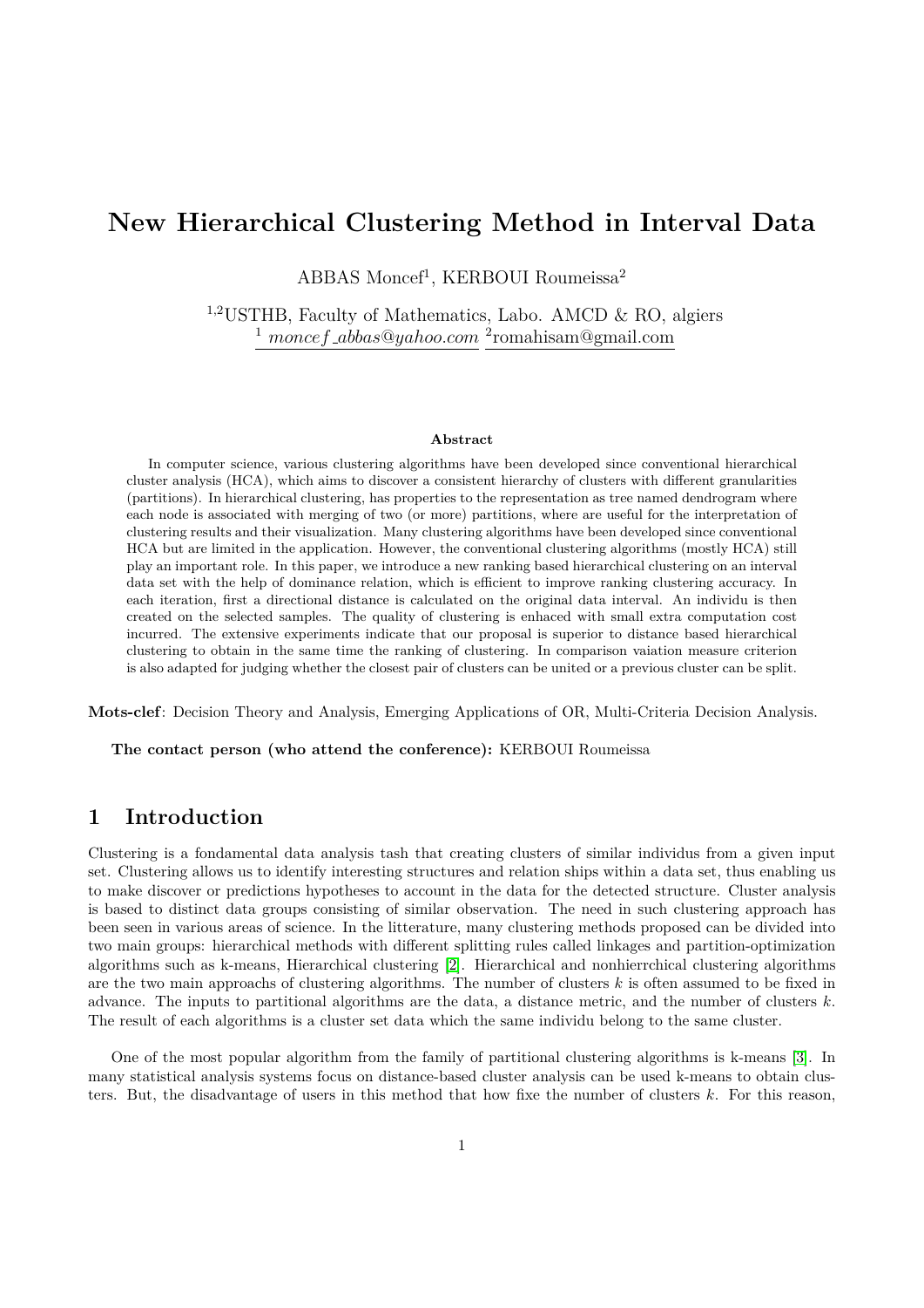# New Hierarchical Clustering Method in Interval Data

ABBAS Moncef[1], KERBOUI Roumeissa[2]

[1,2]USTHB, Faculty of Mathematics, Labo. AMCD & RO, algiers
[1] *moncef_abbas@yahoo.com* [2]romahisam@gmail.com

**Abstract**

In computer science, various clustering algorithms have been developed since conventional hierarchical cluster analysis (HCA), which aims to discover a consistent hierarchy of clusters with different granularities (partitions). In hierarchical clustering, has properties to the representation as tree named dendrogram where each node is associated with merging of two (or more) partitions, where are useful for the interpretation of clustering results and their visualization. Many clustering algorithms have been developed since conventional HCA but are limited in the application. However, the conventional clustering algorithms (mostly HCA) still play an important role. In this paper, we introduce a new ranking based hierarchical clustering on an interval data set with the help of dominance relation, which is efficient to improve ranking clustering accuracy. In each iteration, first a directional distance is calculated on the original data interval. An individu is then created on the selected samples. The quality of clustering is enhaced with small extra computation cost incurred. The extensive experiments indicate that our proposal is superior to distance based hierarchical clustering to obtain in the same time the ranking of clustering. In comparison vaiation measure criterion is also adapted for judging whether the closest pair of clusters can be united or a previous cluster can be split.

**Mots-clef**: Decision Theory and Analysis, Emerging Applications of OR, Multi-Criteria Decision Analysis.

**The contact person (who attend the conference):** KERBOUI Roumeissa

## 1 Introduction

Clustering is a fondamental data analysis tash that creating clusters of similar individus from a given input set. Clustering allows us to identify interesting structures and relation ships within a data set, thus enabling us to make discover or predictions hypotheses to account in the data for the detected structure. Cluster analysis is based to distinct data groups consisting of similar observation. The need in such clustering approach has been seen in various areas of science. In the litterature, many clustering methods proposed can be divided into two main groups: hierarchical methods with different splitting rules called linkages and partition-optimization algorithms such as k-means, Hierarchical clustering [2]. Hierarchical and nonhierrchical clustering algorithms are the two main approachs of clustering algorithms. The number of clusters $k$ is often assumed to be fixed in advance. The inputs to partitional algorithms are the data, a distance metric, and the number of clusters $k$. The result of each algorithms is a cluster set data which the same individu belong to the same cluster.

One of the most popular algorithm from the family of partitional clustering algorithms is k-means [3]. In many statistical analysis systems focus on distance-based cluster analysis can be used k-means to obtain clusters. But, the disadvantage of users in this method that how fixe the number of clusters $k$. For this reason,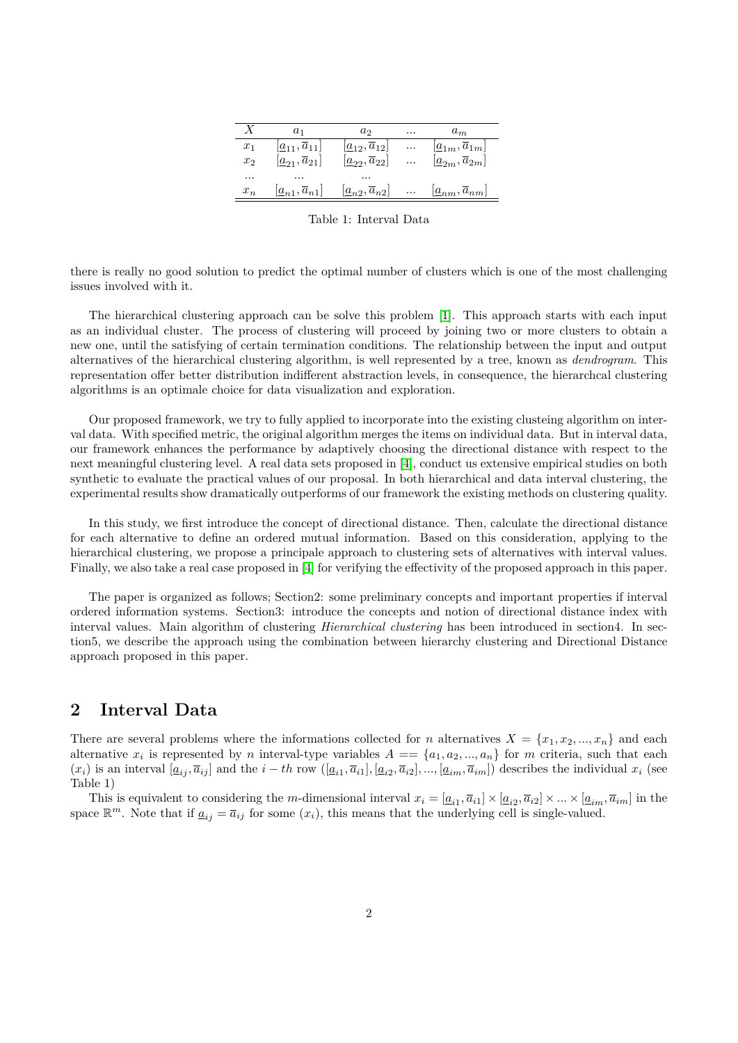| $X$ | $a_1$ | $a_2$ | ... | $a_m$ |
|---|---|---|---|---|
| $x_1$ | $[\underline{a}_{11}, \overline{a}_{11}]$ | $[\underline{a}_{12}, \overline{a}_{12}]$ | ... | $[\underline{a}_{1m}, \overline{a}_{1m}]$ |
| $x_2$ | $[\underline{a}_{21}, \overline{a}_{21}]$ | $[\underline{a}_{22}, \overline{a}_{22}]$ | ... | $[\underline{a}_{2m}, \overline{a}_{2m}]$ |
| ... | ... | ... | | |
| $x_n$ | $[\underline{a}_{n1}, \overline{a}_{n1}]$ | $[\underline{a}_{n2}, \overline{a}_{n2}]$ | ... | $[\underline{a}_{nm}, \overline{a}_{nm}]$ |

Table 1: Interval Data

there is really no good solution to predict the optimal number of clusters which is one of the most challenging issues involved with it.

The hierarchical clustering approach can be solve this problem [1]. This approach starts with each input as an individual cluster. The process of clustering will proceed by joining two or more clusters to obtain a new one, until the satisfying of certain termination conditions. The relationship between the input and output alternatives of the hierarchical clustering algorithm, is well represented by a tree, known as *dendrogram*. This representation offer better distribution indifferent abstraction levels, in consequence, the hierarchcal clustering algorithms is an optimale choice for data visualization and exploration.

Our proposed framework, we try to fully applied to incorporate into the existing clusteing algorithm on interval data. With specified metric, the original algorithm merges the items on individual data. But in interval data, our framework enhances the performance by adaptively choosing the directional distance with respect to the next meaningful clustering level. A real data sets proposed in [4], conduct us extensive empirical studies on both synthetic to evaluate the practical values of our proposal. In both hierarchical and data interval clustering, the experimental results show dramatically outperforms of our framework the existing methods on clustering quality.

In this study, we first introduce the concept of directional distance. Then, calculate the directional distance for each alternative to define an ordered mutual information. Based on this consideration, applying to the hierarchical clustering, we propose a principale approach to clustering sets of alternatives with interval values. Finally, we also take a real case proposed in [4] for verifying the effectivity of the proposed approach in this paper.

The paper is organized as follows; Section2: some preliminary concepts and important properties if interval ordered information systems. Section3: introduce the concepts and notion of directional distance index with interval values. Main algorithm of clustering *Hierarchical clustering* has been introduced in section4. In section5, we describe the approach using the combination between hierarchy clustering and Directional Distance approach proposed in this paper.

## 2 Interval Data

There are several problems where the informations collected for $n$ alternatives $X = \{x_1, x_2, ..., x_n\}$ and each alternative $x_i$ is represented by $n$ interval-type variables $A == \{a_1, a_2, ..., a_n\}$ for $m$ criteria, such that each $(x_i)$ is an interval $[\underline{a}_{ij}, \overline{a}_{ij}]$ and the $i-th$ row $([\underline{a}_{i1}, \overline{a}_{i1}], [\underline{a}_{i2}, \overline{a}_{i2}], ..., [\underline{a}_{im}, \overline{a}_{im}])$ describes the individual $x_i$ (see Table 1)

This is equivalent to considering the $m$-dimensional interval $x_i = [\underline{a}_{i1}, \overline{a}_{i1}] \times [\underline{a}_{i2}, \overline{a}_{i2}] \times ... \times [\underline{a}_{im}, \overline{a}_{im}]$ in the space $\mathbb{R}^m$. Note that if $\underline{a}_{ij} = \overline{a}_{ij}$ for some $(x_i)$, this means that the underlying cell is single-valued.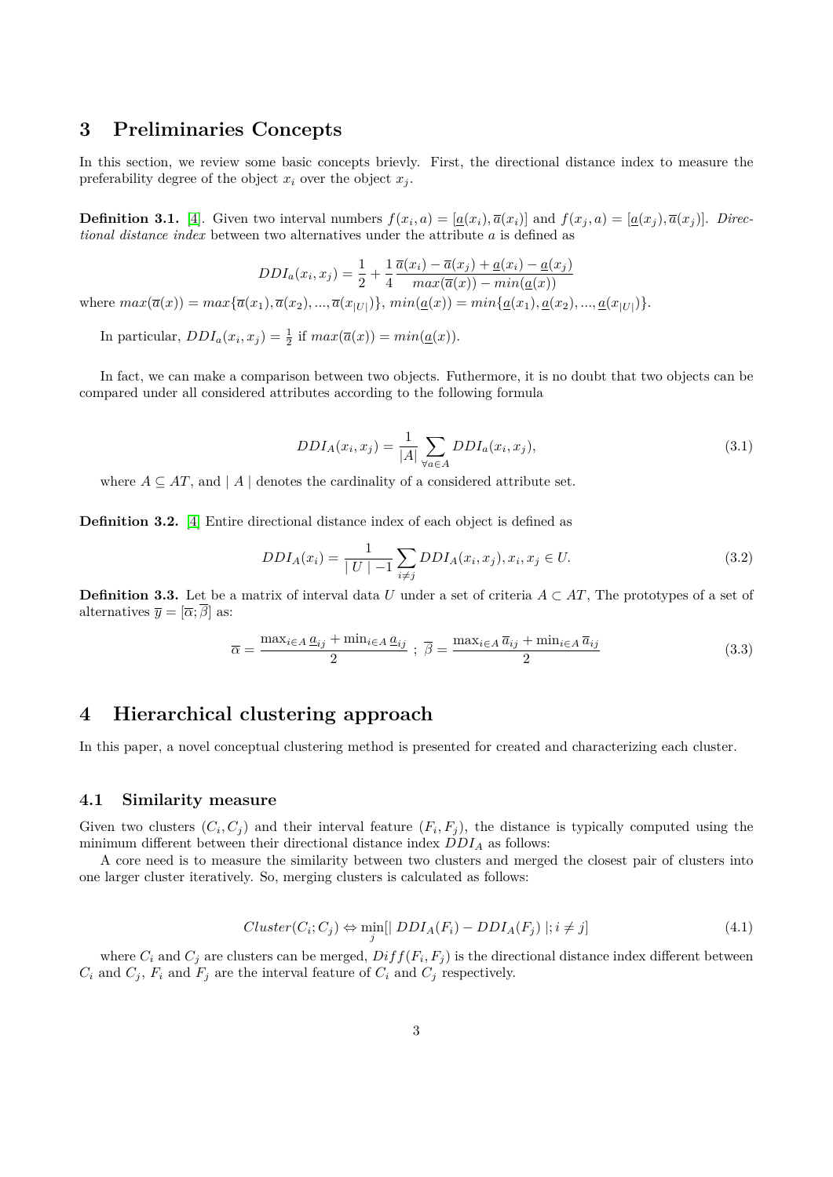## 3 Preliminaries Concepts

In this section, we review some basic concepts brievly. First, the directional distance index to measure the preferability degree of the object $x_i$ over the object $x_j$.

**Definition 3.1.** [4]. Given two interval numbers $f(x_i, a) = [\underline{a}(x_i), \overline{a}(x_i)]$ and $f(x_j, a) = [\underline{a}(x_j), \overline{a}(x_j)]$. *Directional distance index* between two alternatives under the attribute $a$ is defined as

$$DDI_a(x_i, x_j) = \frac{1}{2} + \frac{1}{4}\frac{\overline{a}(x_i) - \overline{a}(x_j) + \underline{a}(x_i) - \underline{a}(x_j)}{max(\overline{a}(x)) - min(\underline{a}(x))}$$

where $max(\overline{a}(x)) = max\{\overline{a}(x_1), \overline{a}(x_2), ..., \overline{a}(x_{|U|})\}$, $min(\underline{a}(x)) = min\{\underline{a}(x_1), \underline{a}(x_2), ..., \underline{a}(x_{|U|})\}$.

In particular, $DDI_a(x_i, x_j) = \frac{1}{2}$ if $max(\overline{a}(x)) = min(\underline{a}(x))$.

In fact, we can make a comparison between two objects. Futhermore, it is no doubt that two objects can be compared under all considered attributes according to the following formula

$$DDI_A(x_i, x_j) = \frac{1}{|A|}\sum_{\forall a \in A} DDI_a(x_i, x_j), \tag{3.1}$$

where $A \subseteq AT$, and $| A |$ denotes the cardinality of a considered attribute set.

**Definition 3.2.** [4] Entire directional distance index of each object is defined as

$$DDI_A(x_i) = \frac{1}{| U | - 1}\sum_{i \neq j} DDI_A(x_i, x_j), x_i, x_j \in U. \tag{3.2}$$

**Definition 3.3.** Let be a matrix of interval data $U$ under a set of criteria $A \subset AT$, The prototypes of a set of alternatives $\overline{y} = [\overline{\alpha}; \overline{\beta}]$ as:

$$\overline{\alpha} = \frac{\max_{i \in A} \underline{a}_{ij} + \min_{i \in A} \underline{a}_{ij}}{2} \ ; \ \overline{\beta} = \frac{\max_{i \in A} \overline{a}_{ij} + \min_{i \in A} \overline{a}_{ij}}{2} \tag{3.3}$$

## 4 Hierarchical clustering approach

In this paper, a novel conceptual clustering method is presented for created and characterizing each cluster.

### 4.1 Similarity measure

Given two clusters $(C_i, C_j)$ and their interval feature $(F_i, F_j)$, the distance is typically computed using the minimum different between their directional distance index $DDI_A$ as follows:

A core need is to measure the similarity between two clusters and merged the closest pair of clusters into one larger cluster iteratively. So, merging clusters is calculated as follows:

$$Cluster(C_i; C_j) \Leftrightarrow \min_j [| DDI_A(F_i) - DDI_A(F_j) |; i \neq j] \tag{4.1}$$

where $C_i$ and $C_j$ are clusters can be merged, $Diff(F_i, F_j)$ is the directional distance index different between $C_i$ and $C_j$, $F_i$ and $F_j$ are the interval feature of $C_i$ and $C_j$ respectively.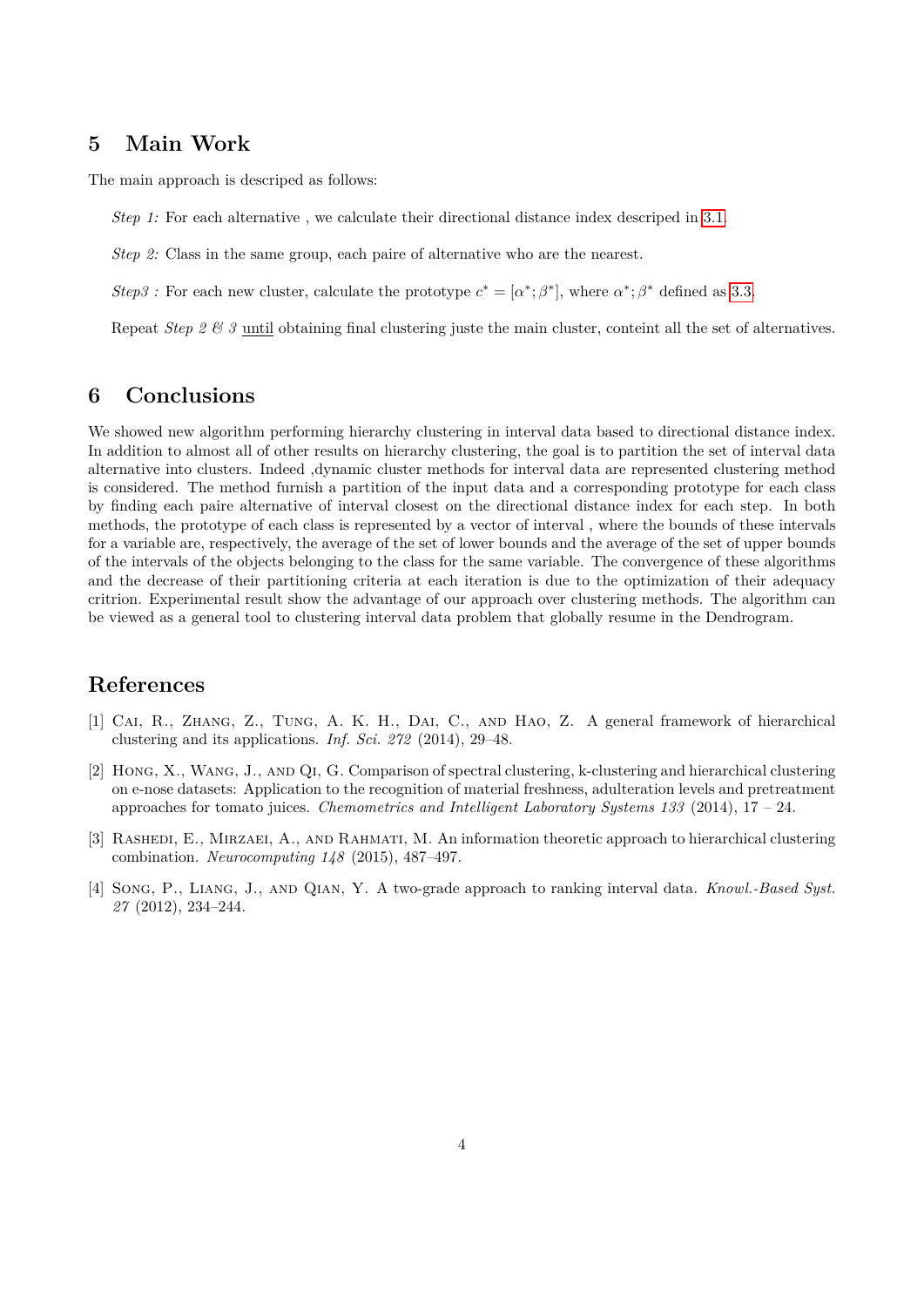## 5 Main Work

The main approach is descriped as follows:

*Step 1:* For each alternative , we calculate their directional distance index descriped in 3.1.

*Step 2:* Class in the same group, each paire of alternative who are the nearest.

*Step3 :* For each new cluster, calculate the prototype $c^* = [\alpha^*; \beta^*]$, where $\alpha^*; \beta^*$ defined as 3.3.

Repeat *Step 2 & 3* <u>until</u> obtaining final clustering juste the main cluster, conteint all the set of alternatives.

## 6 Conclusions

We showed new algorithm performing hierarchy clustering in interval data based to directional distance index. In addition to almost all of other results on hierarchy clustering, the goal is to partition the set of interval data alternative into clusters. Indeed ,dynamic cluster methods for interval data are represented clustering method is considered. The method furnish a partition of the input data and a corresponding prototype for each class by finding each paire alternative of interval closest on the directional distance index for each step. In both methods, the prototype of each class is represented by a vector of interval , where the bounds of these intervals for a variable are, respectively, the average of the set of lower bounds and the average of the set of upper bounds of the intervals of the objects belonging to the class for the same variable. The convergence of these algorithms and the decrease of their partitioning criteria at each iteration is due to the optimization of their adequacy critrion. Experimental result show the advantage of our approach over clustering methods. The algorithm can be viewed as a general tool to clustering interval data problem that globally resume in the Dendrogram.

## References

[1] Cai, R., Zhang, Z., Tung, A. K. H., Dai, C., and Hao, Z. A general framework of hierarchical clustering and its applications. *Inf. Sci. 272* (2014), 29–48.

[2] Hong, X., Wang, J., and Qi, G. Comparison of spectral clustering, k-clustering and hierarchical clustering on e-nose datasets: Application to the recognition of material freshness, adulteration levels and pretreatment approaches for tomato juices. *Chemometrics and Intelligent Laboratory Systems 133* (2014), 17 – 24.

[3] Rashedi, E., Mirzaei, A., and Rahmati, M. An information theoretic approach to hierarchical clustering combination. *Neurocomputing 148* (2015), 487–497.

[4] Song, P., Liang, J., and Qian, Y. A two-grade approach to ranking interval data. *Knowl.-Based Syst. 27* (2012), 234–244.